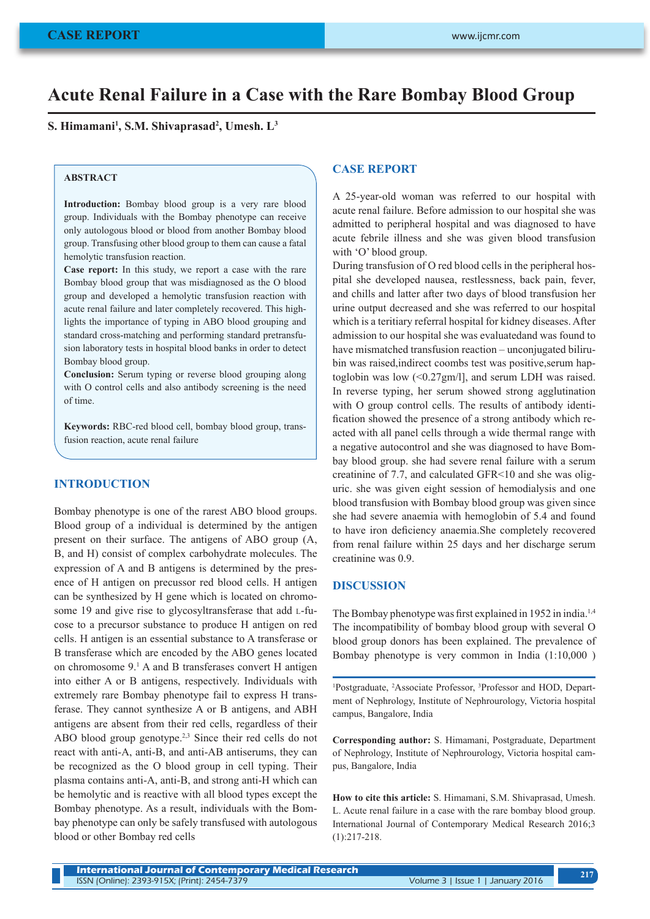# Acute Renal Failure in a Case with the Rare Bombay Blood Group

**S. Himamani[1], S.M. Shivaprasad[2], Umesh. L[3]**

## ABSTRACT

**Introduction:** Bombay blood group is a very rare blood group. Individuals with the Bombay phenotype can receive only autologous blood or blood from another Bombay blood group. Transfusing other blood group to them can cause a fatal hemolytic transfusion reaction.

**Case report:** In this study, we report a case with the rare Bombay blood group that was misdiagnosed as the O blood group and developed a hemolytic transfusion reaction with acute renal failure and later completely recovered. This highlights the importance of typing in ABO blood grouping and standard cross-matching and performing standard pretransfusion laboratory tests in hospital blood banks in order to detect Bombay blood group.

**Conclusion:** Serum typing or reverse blood grouping along with O control cells and also antibody screening is the need of time.

**Keywords:** RBC-red blood cell, bombay blood group, transfusion reaction, acute renal failure

## INTRODUCTION

Bombay phenotype is one of the rarest ABO blood groups. Blood group of a individual is determined by the antigen present on their surface. The antigens of ABO group (A, B, and H) consist of complex carbohydrate molecules. The expression of A and B antigens is determined by the presence of H antigen on precussor red blood cells. H antigen can be synthesized by H gene which is located on chromosome 19 and give rise to glycosyltransferase that add L-fucose to a precursor substance to produce H antigen on red cells. H antigen is an essential substance to A transferase or B transferase which are encoded by the ABO genes located on chromosome 9.[1] A and B transferases convert H antigen into either A or B antigens, respectively. Individuals with extremely rare Bombay phenotype fail to express H transferase. They cannot synthesize A or B antigens, and ABH antigens are absent from their red cells, regardless of their ABO blood group genotype.[2,3] Since their red cells do not react with anti-A, anti-B, and anti-AB antiserums, they can be recognized as the O blood group in cell typing. Their plasma contains anti-A, anti-B, and strong anti-H which can be hemolytic and is reactive with all blood types except the Bombay phenotype. As a result, individuals with the Bombay phenotype can only be safely transfused with autologous blood or other Bombay red cells

## CASE REPORT

A 25-year-old woman was referred to our hospital with acute renal failure. Before admission to our hospital she was admitted to peripheral hospital and was diagnosed to have acute febrile illness and she was given blood transfusion with 'O' blood group.

During transfusion of O red blood cells in the peripheral hospital she developed nausea, restlessness, back pain, fever, and chills and latter after two days of blood transfusion her urine output decreased and she was referred to our hospital which is a teritiary referral hospital for kidney diseases. After admission to our hospital she was evaluatedand was found to have mismatched transfusion reaction – unconjugated bilirubin was raised,indirect coombs test was positive,serum haptoglobin was low (<0.27gm/l], and serum LDH was raised. In reverse typing, her serum showed strong agglutination with O group control cells. The results of antibody identification showed the presence of a strong antibody which reacted with all panel cells through a wide thermal range with a negative autocontrol and she was diagnosed to have Bombay blood group. she had severe renal failure with a serum creatinine of 7.7, and calculated GFR<10 and she was oliguric. she was given eight session of hemodialysis and one blood transfusion with Bombay blood group was given since she had severe anaemia with hemoglobin of 5.4 and found to have iron deficiency anaemia.She completely recovered from renal failure within 25 days and her discharge serum creatinine was 0.9.

## DISCUSSION

The Bombay phenotype was first explained in 1952 in india.[1,4] The incompatibility of bombay blood group with several O blood group donors has been explained. The prevalence of Bombay phenotype is very common in India (1:10,000 )

[1]Postgraduate, [2]Associate Professor, [3]Professor and HOD, Department of Nephrology, Institute of Nephrourology, Victoria hospital campus, Bangalore, India

**Corresponding author:** S. Himamani, Postgraduate, Department of Nephrology, Institute of Nephrourology, Victoria hospital campus, Bangalore, India

**How to cite this article:** S. Himamani, S.M. Shivaprasad, Umesh. L. Acute renal failure in a case with the rare bombay blood group. International Journal of Contemporary Medical Research 2016;3 (1):217-218.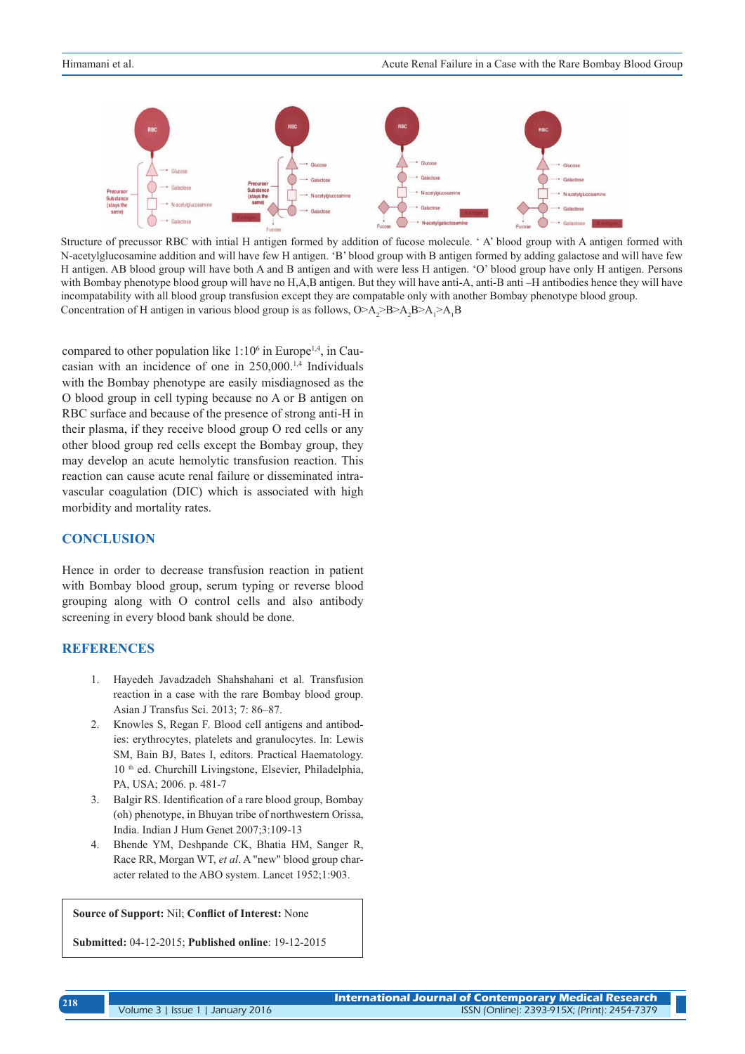Structure of precussor RBC with intial H antigen formed by addition of fucose molecule. ' A' blood group with A antigen formed with N-acetylglucosamine addition and will have few H antigen. 'B' blood group with B antigen formed by adding galactose and will have few H antigen. AB blood group will have both A and B antigen and with were less H antigen. 'O' blood group have only H antigen. Persons with Bombay phenotype blood group will have no H,A,B antigen. But they will have anti-A, anti-B anti –H antibodies hence they will have incompatability with all blood group transfusion except they are compatable only with another Bombay phenotype blood group. Concentration of H antigen in various blood group is as follows, $O>A_2>B>A_2B>A_1>A_1B$

compared to other population like 1:$10^6$ in Europe[1,4], in Caucasian with an incidence of one in 250,000.[1,4] Individuals with the Bombay phenotype are easily misdiagnosed as the O blood group in cell typing because no A or B antigen on RBC surface and because of the presence of strong anti-H in their plasma, if they receive blood group O red cells or any other blood group red cells except the Bombay group, they may develop an acute hemolytic transfusion reaction. This reaction can cause acute renal failure or disseminated intravascular coagulation (DIC) which is associated with high morbidity and mortality rates.

## CONCLUSION

Hence in order to decrease transfusion reaction in patient with Bombay blood group, serum typing or reverse blood grouping along with O control cells and also antibody screening in every blood bank should be done.

## REFERENCES

1. Hayedeh Javadzadeh Shahshahani et al. Transfusion reaction in a case with the rare Bombay blood group. Asian J Transfus Sci. 2013; 7: 86–87.
2. Knowles S, Regan F. Blood cell antigens and antibodies: erythrocytes, platelets and granulocytes. In: Lewis SM, Bain BJ, Bates I, editors. Practical Haematology. 10 th ed. Churchill Livingstone, Elsevier, Philadelphia, PA, USA; 2006. p. 481-7
3. Balgir RS. Identification of a rare blood group, Bombay (oh) phenotype, in Bhuyan tribe of northwestern Orissa, India. Indian J Hum Genet 2007;3:109-13
4. Bhende YM, Deshpande CK, Bhatia HM, Sanger R, Race RR, Morgan WT, *et al*. A "new" blood group character related to the ABO system. Lancet 1952;1:903.

**Source of Support:** Nil; **Conflict of Interest:** None

**Submitted:** 04-12-2015; **Published online**: 19-12-2015